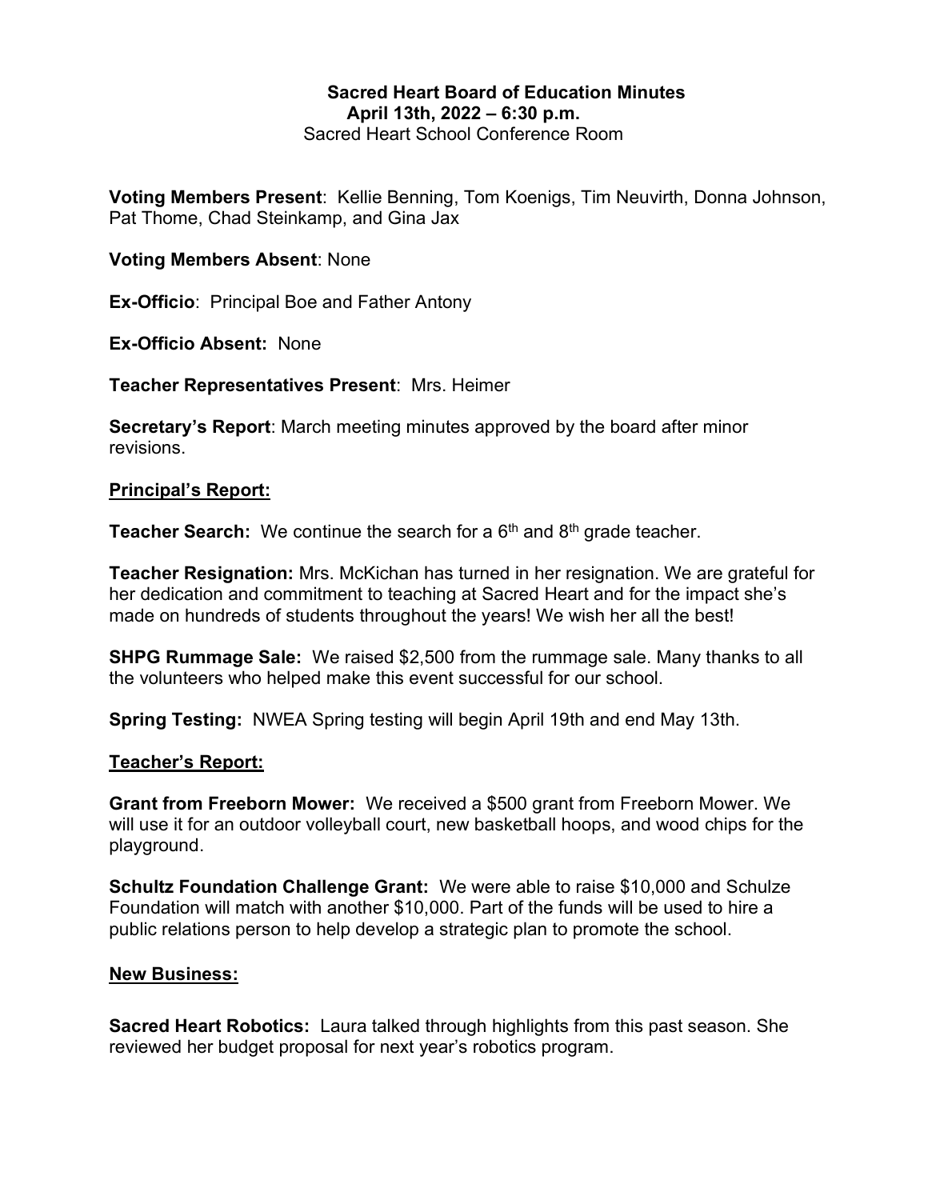# Sacred Heart Board of Education Minutes
**April 13th, 2022 – 6:30 p.m.**
Sacred Heart School Conference Room

**Voting Members Present**: Kellie Benning, Tom Koenigs, Tim Neuvirth, Donna Johnson, Pat Thome, Chad Steinkamp, and Gina Jax

**Voting Members Absent**: None

**Ex-Officio**: Principal Boe and Father Antony

**Ex-Officio Absent:** None

**Teacher Representatives Present**: Mrs. Heimer

**Secretary's Report**: March meeting minutes approved by the board after minor revisions.

## Principal's Report:

**Teacher Search:** We continue the search for a 6th and 8th grade teacher.

**Teacher Resignation:** Mrs. McKichan has turned in her resignation. We are grateful for her dedication and commitment to teaching at Sacred Heart and for the impact she's made on hundreds of students throughout the years! We wish her all the best!

**SHPG Rummage Sale:** We raised $2,500 from the rummage sale. Many thanks to all the volunteers who helped make this event successful for our school.

**Spring Testing:** NWEA Spring testing will begin April 19th and end May 13th.

## Teacher's Report:

**Grant from Freeborn Mower:** We received a $500 grant from Freeborn Mower. We will use it for an outdoor volleyball court, new basketball hoops, and wood chips for the playground.

**Schultz Foundation Challenge Grant:** We were able to raise $10,000 and Schulze Foundation will match with another $10,000. Part of the funds will be used to hire a public relations person to help develop a strategic plan to promote the school.

## New Business:

**Sacred Heart Robotics:** Laura talked through highlights from this past season. She reviewed her budget proposal for next year's robotics program.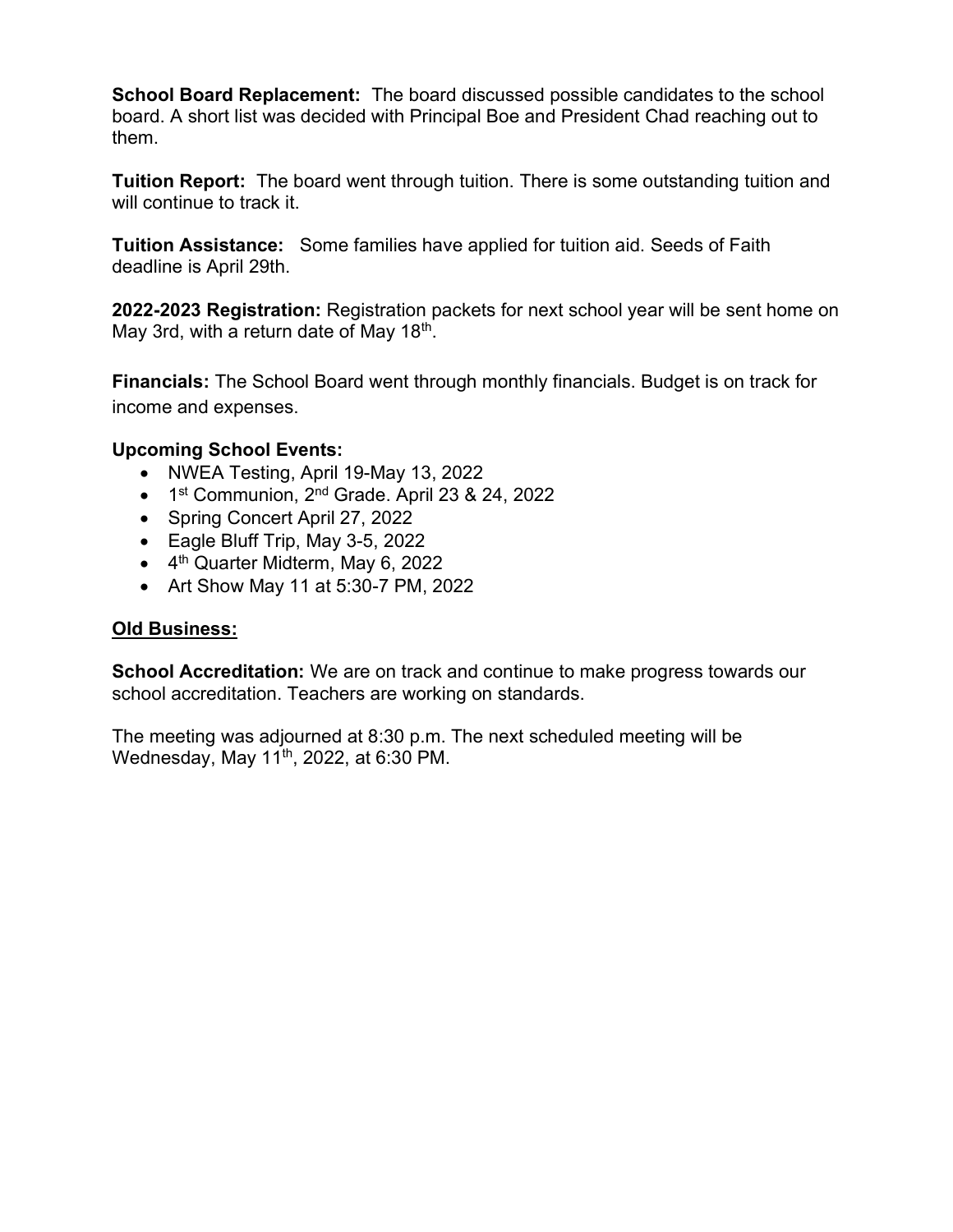**School Board Replacement:** The board discussed possible candidates to the school board. A short list was decided with Principal Boe and President Chad reaching out to them.

**Tuition Report:** The board went through tuition. There is some outstanding tuition and will continue to track it.

**Tuition Assistance:** Some families have applied for tuition aid. Seeds of Faith deadline is April 29th.

**2022-2023 Registration:** Registration packets for next school year will be sent home on May 3rd, with a return date of May 18th.

**Financials:** The School Board went through monthly financials. Budget is on track for income and expenses.

**Upcoming School Events:**

- NWEA Testing, April 19-May 13, 2022
- 1st Communion, 2nd Grade. April 23 & 24, 2022
- Spring Concert April 27, 2022
- Eagle Bluff Trip, May 3-5, 2022
- 4th Quarter Midterm, May 6, 2022
- Art Show May 11 at 5:30-7 PM, 2022

**Old Business:**

**School Accreditation:** We are on track and continue to make progress towards our school accreditation. Teachers are working on standards.

The meeting was adjourned at 8:30 p.m. The next scheduled meeting will be Wednesday, May 11th, 2022, at 6:30 PM.